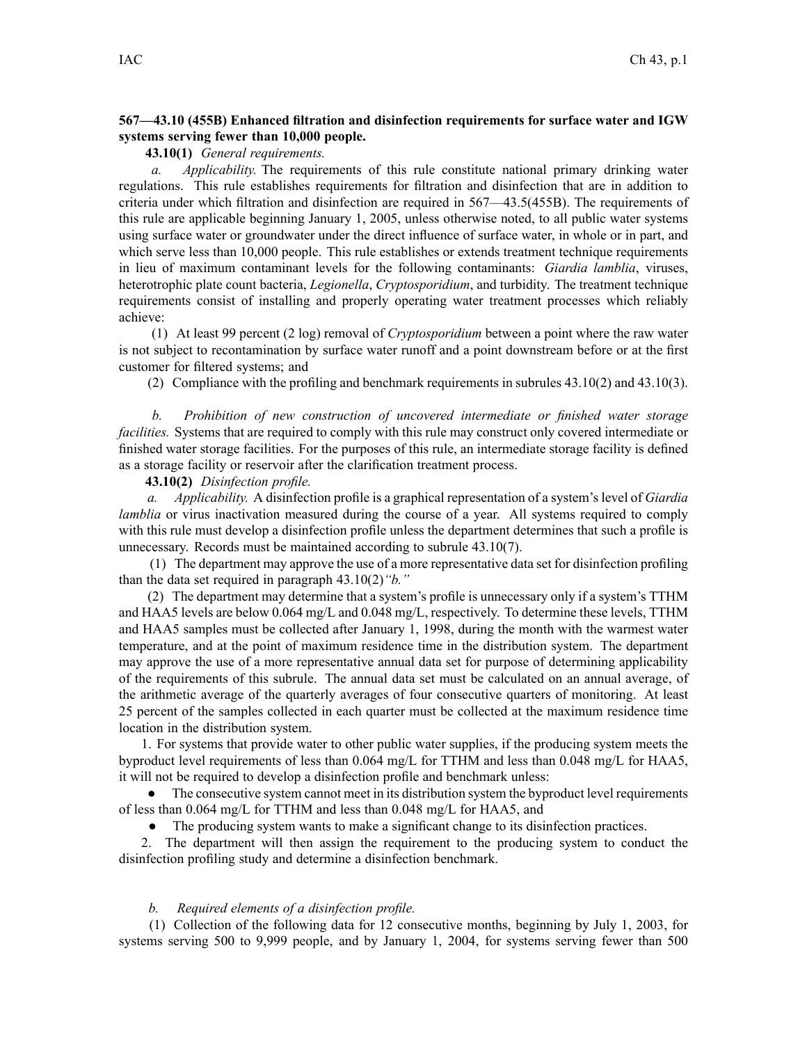**567—43.10 (455B) Enhanced filtration and disinfection requirements for surface water and IGW systems serving fewer than 10,000 people.**

**43.10(1)** *General requirements.*

*a. Applicability.* The requirements of this rule constitute national primary drinking water regulations. This rule establishes requirements for filtration and disinfection that are in addition to criteria under which filtration and disinfection are required in 567—43.5(455B). The requirements of this rule are applicable beginning January 1, 2005, unless otherwise noted, to all public water systems using surface water or groundwater under the direct influence of surface water, in whole or in part, and which serve less than 10,000 people. This rule establishes or extends treatment technique requirements in lieu of maximum contaminant levels for the following contaminants: *Giardia lamblia*, viruses, heterotrophic plate count bacteria, *Legionella*, *Cryptosporidium*, and turbidity. The treatment technique requirements consist of installing and properly operating water treatment processes which reliably achieve:

(1) At least 99 percent (2 log) removal of *Cryptosporidium* between a point where the raw water is not subject to recontamination by surface water runoff and a point downstream before or at the first customer for filtered systems; and

(2) Compliance with the profiling and benchmark requirements in subrules 43.10(2) and 43.10(3).

*b. Prohibition of new construction of uncovered intermediate or finished water storage facilities.* Systems that are required to comply with this rule may construct only covered intermediate or finished water storage facilities. For the purposes of this rule, an intermediate storage facility is defined as a storage facility or reservoir after the clarification treatment process.

**43.10(2)** *Disinfection profile.*

*a. Applicability.* A disinfection profile is a graphical representation of a system's level of *Giardia lamblia* or virus inactivation measured during the course of a year. All systems required to comply with this rule must develop a disinfection profile unless the department determines that such a profile is unnecessary. Records must be maintained according to subrule 43.10(7).

(1) The department may approve the use of a more representative data set for disinfection profiling than the data set required in paragraph 43.10(2)*"b."*

(2) The department may determine that a system's profile is unnecessary only if a system's TTHM and HAA5 levels are below 0.064 mg/L and 0.048 mg/L, respectively. To determine these levels, TTHM and HAA5 samples must be collected after January 1, 1998, during the month with the warmest water temperature, and at the point of maximum residence time in the distribution system. The department may approve the use of a more representative annual data set for purpose of determining applicability of the requirements of this subrule. The annual data set must be calculated on an annual average, of the arithmetic average of the quarterly averages of four consecutive quarters of monitoring. At least 25 percent of the samples collected in each quarter must be collected at the maximum residence time location in the distribution system.

1. For systems that provide water to other public water supplies, if the producing system meets the byproduct level requirements of less than 0.064 mg/L for TTHM and less than 0.048 mg/L for HAA5, it will not be required to develop a disinfection profile and benchmark unless:

- The consecutive system cannot meet in its distribution system the byproduct level requirements of less than 0.064 mg/L for TTHM and less than 0.048 mg/L for HAA5, and
- The producing system wants to make a significant change to its disinfection practices.

2. The department will then assign the requirement to the producing system to conduct the disinfection profiling study and determine a disinfection benchmark.

*b. Required elements of a disinfection profile.*

(1) Collection of the following data for 12 consecutive months, beginning by July 1, 2003, for systems serving 500 to 9,999 people, and by January 1, 2004, for systems serving fewer than 500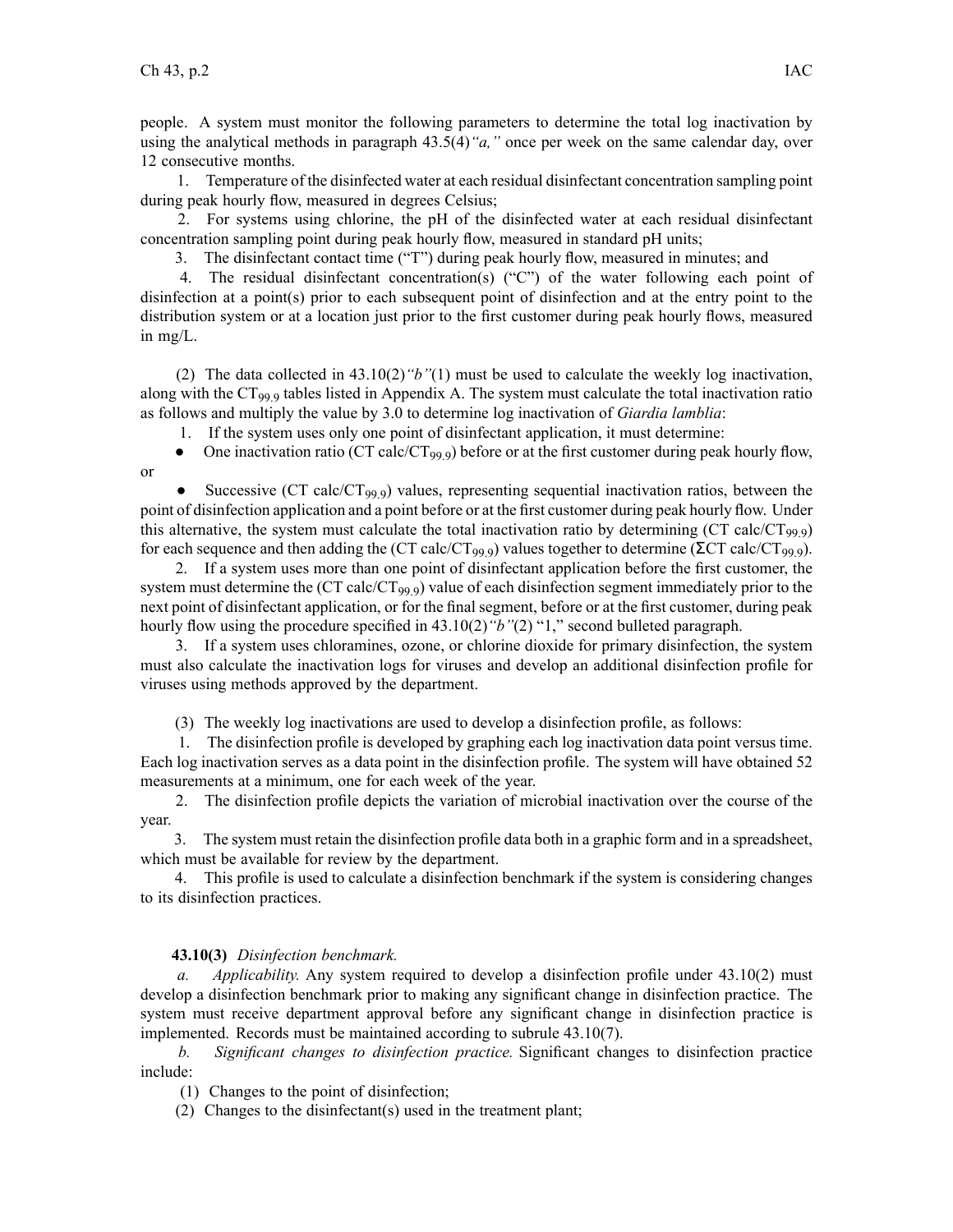people. A system must monitor the following parameters to determine the total log inactivation by using the analytical methods in paragraph 43.5(4)*"a,"* once per week on the same calendar day, over 12 consecutive months.

1. Temperature of the disinfected water at each residual disinfectant concentration sampling point during peak hourly flow, measured in degrees Celsius;

2. For systems using chlorine, the pH of the disinfected water at each residual disinfectant concentration sampling point during peak hourly flow, measured in standard pH units;

3. The disinfectant contact time ("T") during peak hourly flow, measured in minutes; and

4. The residual disinfectant concentration(s) ("C") of the water following each point of disinfection at a point(s) prior to each subsequent point of disinfection and at the entry point to the distribution system or at a location just prior to the first customer during peak hourly flows, measured in mg/L.

(2) The data collected in 43.10(2)*"b"*(1) must be used to calculate the weekly log inactivation, along with the $CT_{99.9}$ tables listed in Appendix A. The system must calculate the total inactivation ratio as follows and multiply the value by 3.0 to determine log inactivation of *Giardia lamblia*:

1. If the system uses only one point of disinfectant application, it must determine:

- One inactivation ratio (CT calc/$CT_{99.9}$) before or at the first customer during peak hourly flow,

or

- Successive (CT calc/$CT_{99.9}$) values, representing sequential inactivation ratios, between the point of disinfection application and a point before or at the first customer during peak hourly flow. Under this alternative, the system must calculate the total inactivation ratio by determining (CT calc/$CT_{99.9}$) for each sequence and then adding the (CT calc/$CT_{99.9}$) values together to determine ($\Sigma$CT calc/$CT_{99.9}$).

2. If a system uses more than one point of disinfectant application before the first customer, the system must determine the (CT calc/$CT_{99.9}$) value of each disinfection segment immediately prior to the next point of disinfectant application, or for the final segment, before or at the first customer, during peak hourly flow using the procedure specified in 43.10(2)*"b"*(2) "1," second bulleted paragraph.

3. If a system uses chloramines, ozone, or chlorine dioxide for primary disinfection, the system must also calculate the inactivation logs for viruses and develop an additional disinfection profile for viruses using methods approved by the department.

(3) The weekly log inactivations are used to develop a disinfection profile, as follows:

1. The disinfection profile is developed by graphing each log inactivation data point versus time. Each log inactivation serves as a data point in the disinfection profile. The system will have obtained 52 measurements at a minimum, one for each week of the year.

2. The disinfection profile depicts the variation of microbial inactivation over the course of the year.

3. The system must retain the disinfection profile data both in a graphic form and in a spreadsheet, which must be available for review by the department.

4. This profile is used to calculate a disinfection benchmark if the system is considering changes to its disinfection practices.

**43.10(3)** *Disinfection benchmark.*

*a. Applicability.* Any system required to develop a disinfection profile under 43.10(2) must develop a disinfection benchmark prior to making any significant change in disinfection practice. The system must receive department approval before any significant change in disinfection practice is implemented. Records must be maintained according to subrule 43.10(7).

*b. Significant changes to disinfection practice.* Significant changes to disinfection practice include:

(1) Changes to the point of disinfection;

(2) Changes to the disinfectant(s) used in the treatment plant;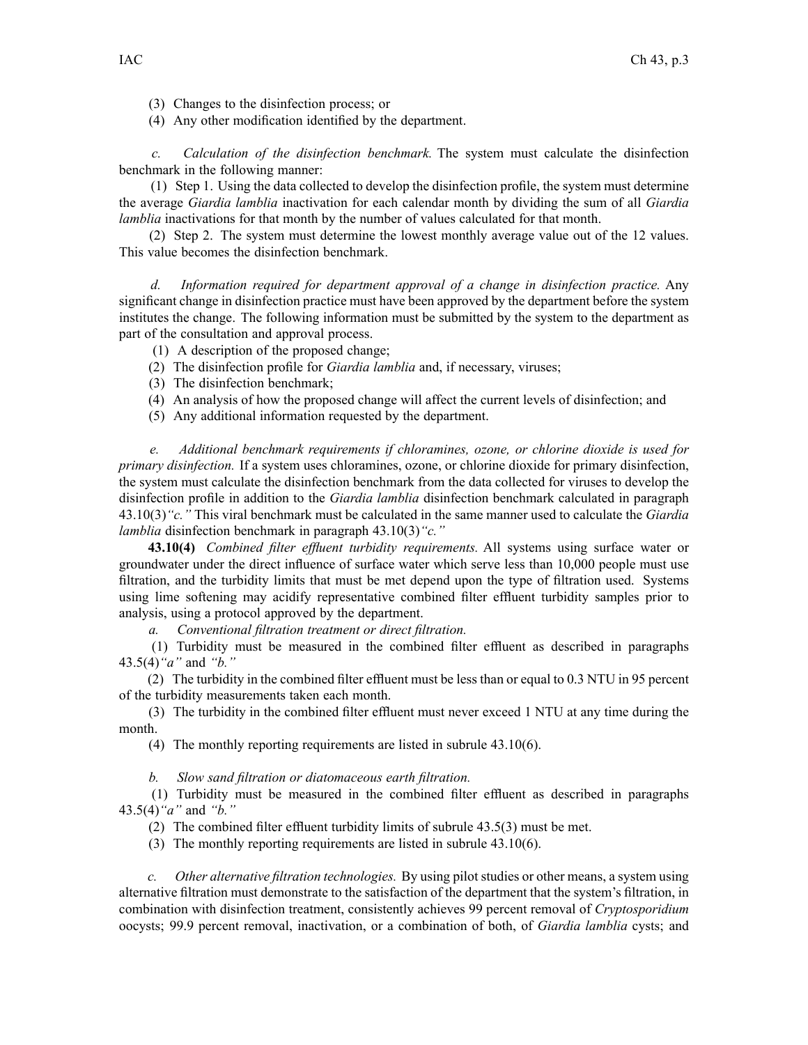(3) Changes to the disinfection process; or

(4) Any other modification identified by the department.

*c. Calculation of the disinfection benchmark.* The system must calculate the disinfection benchmark in the following manner:

(1) Step 1. Using the data collected to develop the disinfection profile, the system must determine the average *Giardia lamblia* inactivation for each calendar month by dividing the sum of all *Giardia lamblia* inactivations for that month by the number of values calculated for that month.

(2) Step 2. The system must determine the lowest monthly average value out of the 12 values. This value becomes the disinfection benchmark.

*d. Information required for department approval of a change in disinfection practice.* Any significant change in disinfection practice must have been approved by the department before the system institutes the change. The following information must be submitted by the system to the department as part of the consultation and approval process.

(1) A description of the proposed change;

(2) The disinfection profile for *Giardia lamblia* and, if necessary, viruses;

(3) The disinfection benchmark;

(4) An analysis of how the proposed change will affect the current levels of disinfection; and

(5) Any additional information requested by the department.

*e. Additional benchmark requirements if chloramines, ozone, or chlorine dioxide is used for primary disinfection.* If a system uses chloramines, ozone, or chlorine dioxide for primary disinfection, the system must calculate the disinfection benchmark from the data collected for viruses to develop the disinfection profile in addition to the *Giardia lamblia* disinfection benchmark calculated in paragraph 43.10(3)*"c."* This viral benchmark must be calculated in the same manner used to calculate the *Giardia lamblia* disinfection benchmark in paragraph 43.10(3)*"c."*

**43.10(4)** *Combined filter effluent turbidity requirements.* All systems using surface water or groundwater under the direct influence of surface water which serve less than 10,000 people must use filtration, and the turbidity limits that must be met depend upon the type of filtration used. Systems using lime softening may acidify representative combined filter effluent turbidity samples prior to analysis, using a protocol approved by the department.

*a. Conventional filtration treatment or direct filtration.*

(1) Turbidity must be measured in the combined filter effluent as described in paragraphs 43.5(4)*"a"* and *"b."*

(2) The turbidity in the combined filter effluent must be less than or equal to 0.3 NTU in 95 percent of the turbidity measurements taken each month.

(3) The turbidity in the combined filter effluent must never exceed 1 NTU at any time during the month.

(4) The monthly reporting requirements are listed in subrule 43.10(6).

*b. Slow sand filtration or diatomaceous earth filtration.*

(1) Turbidity must be measured in the combined filter effluent as described in paragraphs 43.5(4)*"a"* and *"b."*

(2) The combined filter effluent turbidity limits of subrule 43.5(3) must be met.

(3) The monthly reporting requirements are listed in subrule 43.10(6).

*c. Other alternative filtration technologies.* By using pilot studies or other means, a system using alternative filtration must demonstrate to the satisfaction of the department that the system's filtration, in combination with disinfection treatment, consistently achieves 99 percent removal of *Cryptosporidium* oocysts; 99.9 percent removal, inactivation, or a combination of both, of *Giardia lamblia* cysts; and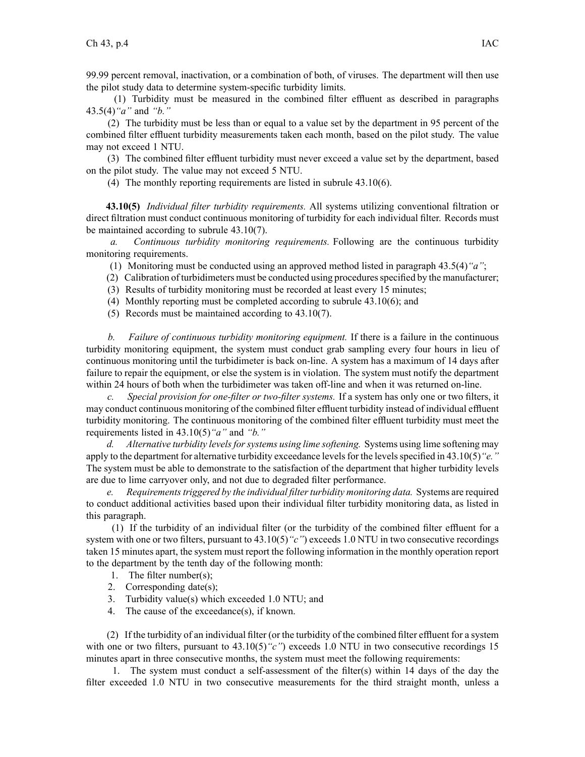99.99 percent removal, inactivation, or a combination of both, of viruses. The department will then use the pilot study data to determine system-specific turbidity limits.

(1) Turbidity must be measured in the combined filter effluent as described in paragraphs 43.5(4)*"a"* and *"b."*

(2) The turbidity must be less than or equal to a value set by the department in 95 percent of the combined filter effluent turbidity measurements taken each month, based on the pilot study. The value may not exceed 1 NTU.

(3) The combined filter effluent turbidity must never exceed a value set by the department, based on the pilot study. The value may not exceed 5 NTU.

(4) The monthly reporting requirements are listed in subrule 43.10(6).

**43.10(5)** *Individual filter turbidity requirements.* All systems utilizing conventional filtration or direct filtration must conduct continuous monitoring of turbidity for each individual filter. Records must be maintained according to subrule 43.10(7).

*a. Continuous turbidity monitoring requirements.* Following are the continuous turbidity monitoring requirements.

(1) Monitoring must be conducted using an approved method listed in paragraph 43.5(4)*"a"*;

(2) Calibration of turbidimeters must be conducted using procedures specified by the manufacturer;

(3) Results of turbidity monitoring must be recorded at least every 15 minutes;

(4) Monthly reporting must be completed according to subrule 43.10(6); and

(5) Records must be maintained according to 43.10(7).

*b. Failure of continuous turbidity monitoring equipment.* If there is a failure in the continuous turbidity monitoring equipment, the system must conduct grab sampling every four hours in lieu of continuous monitoring until the turbidimeter is back on-line. A system has a maximum of 14 days after failure to repair the equipment, or else the system is in violation. The system must notify the department within 24 hours of both when the turbidimeter was taken off-line and when it was returned on-line.

*c. Special provision for one-filter or two-filter systems.* If a system has only one or two filters, it may conduct continuous monitoring of the combined filter effluent turbidity instead of individual effluent turbidity monitoring. The continuous monitoring of the combined filter effluent turbidity must meet the requirements listed in 43.10(5)*"a"* and *"b."*

*d. Alternative turbidity levels for systems using lime softening.* Systems using lime softening may apply to the department for alternative turbidity exceedance levels for the levels specified in 43.10(5)*"e."* The system must be able to demonstrate to the satisfaction of the department that higher turbidity levels are due to lime carryover only, and not due to degraded filter performance.

*e. Requirements triggered by the individual filter turbidity monitoring data.* Systems are required to conduct additional activities based upon their individual filter turbidity monitoring data, as listed in this paragraph.

(1) If the turbidity of an individual filter (or the turbidity of the combined filter effluent for a system with one or two filters, pursuant to 43.10(5)*"c"*) exceeds 1.0 NTU in two consecutive recordings taken 15 minutes apart, the system must report the following information in the monthly operation report to the department by the tenth day of the following month:

1. The filter number(s);
2. Corresponding date(s);
3. Turbidity value(s) which exceeded 1.0 NTU; and
4. The cause of the exceedance(s), if known.

(2) If the turbidity of an individual filter (or the turbidity of the combined filter effluent for a system with one or two filters, pursuant to 43.10(5)*"c"*) exceeds 1.0 NTU in two consecutive recordings 15 minutes apart in three consecutive months, the system must meet the following requirements:

1. The system must conduct a self-assessment of the filter(s) within 14 days of the day the filter exceeded 1.0 NTU in two consecutive measurements for the third straight month, unless a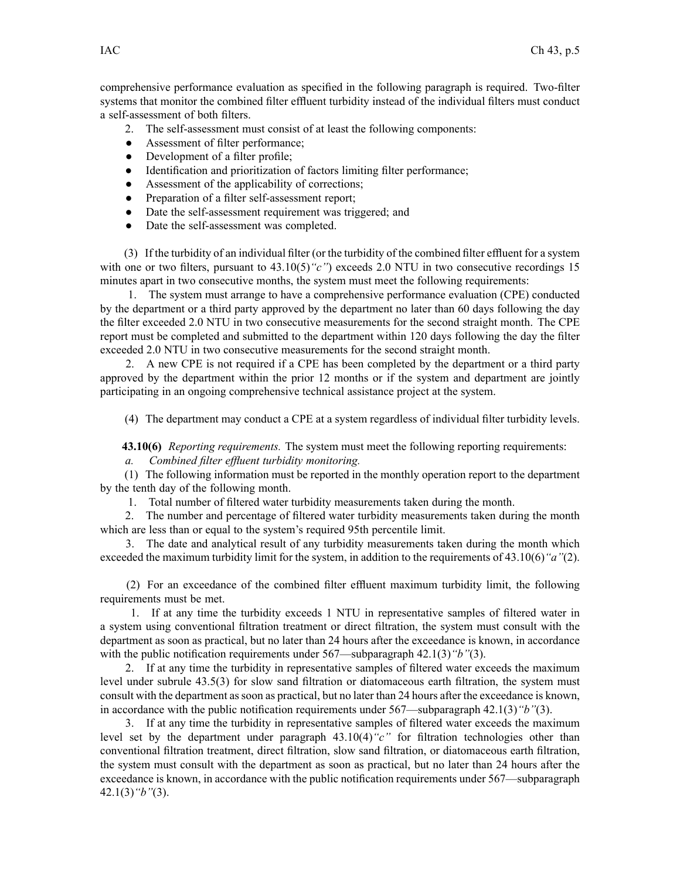comprehensive performance evaluation as specified in the following paragraph is required. Two-filter systems that monitor the combined filter effluent turbidity instead of the individual filters must conduct a self-assessment of both filters.

2. The self-assessment must consist of at least the following components:

- Assessment of filter performance;
- Development of a filter profile;
- Identification and prioritization of factors limiting filter performance;
- Assessment of the applicability of corrections;
- Preparation of a filter self-assessment report;
- Date the self-assessment requirement was triggered; and
- Date the self-assessment was completed.

(3) If the turbidity of an individual filter (or the turbidity of the combined filter effluent for a system with one or two filters, pursuant to 43.10(5)*"c"*) exceeds 2.0 NTU in two consecutive recordings 15 minutes apart in two consecutive months, the system must meet the following requirements:

1. The system must arrange to have a comprehensive performance evaluation (CPE) conducted by the department or a third party approved by the department no later than 60 days following the day the filter exceeded 2.0 NTU in two consecutive measurements for the second straight month. The CPE report must be completed and submitted to the department within 120 days following the day the filter exceeded 2.0 NTU in two consecutive measurements for the second straight month.

2. A new CPE is not required if a CPE has been completed by the department or a third party approved by the department within the prior 12 months or if the system and department are jointly participating in an ongoing comprehensive technical assistance project at the system.

(4) The department may conduct a CPE at a system regardless of individual filter turbidity levels.

**43.10(6)** *Reporting requirements.* The system must meet the following reporting requirements:

*a. Combined filter effluent turbidity monitoring.*

(1) The following information must be reported in the monthly operation report to the department by the tenth day of the following month.

1. Total number of filtered water turbidity measurements taken during the month.

2. The number and percentage of filtered water turbidity measurements taken during the month which are less than or equal to the system's required 95th percentile limit.

3. The date and analytical result of any turbidity measurements taken during the month which exceeded the maximum turbidity limit for the system, in addition to the requirements of 43.10(6)*"a"*(2).

(2) For an exceedance of the combined filter effluent maximum turbidity limit, the following requirements must be met.

1. If at any time the turbidity exceeds 1 NTU in representative samples of filtered water in a system using conventional filtration treatment or direct filtration, the system must consult with the department as soon as practical, but no later than 24 hours after the exceedance is known, in accordance with the public notification requirements under 567—subparagraph 42.1(3)*"b"*(3).

2. If at any time the turbidity in representative samples of filtered water exceeds the maximum level under subrule 43.5(3) for slow sand filtration or diatomaceous earth filtration, the system must consult with the department as soon as practical, but no later than 24 hours after the exceedance is known, in accordance with the public notification requirements under 567—subparagraph 42.1(3)*"b"*(3).

3. If at any time the turbidity in representative samples of filtered water exceeds the maximum level set by the department under paragraph 43.10(4)*"c"* for filtration technologies other than conventional filtration treatment, direct filtration, slow sand filtration, or diatomaceous earth filtration, the system must consult with the department as soon as practical, but no later than 24 hours after the exceedance is known, in accordance with the public notification requirements under 567—subparagraph 42.1(3)*"b"*(3).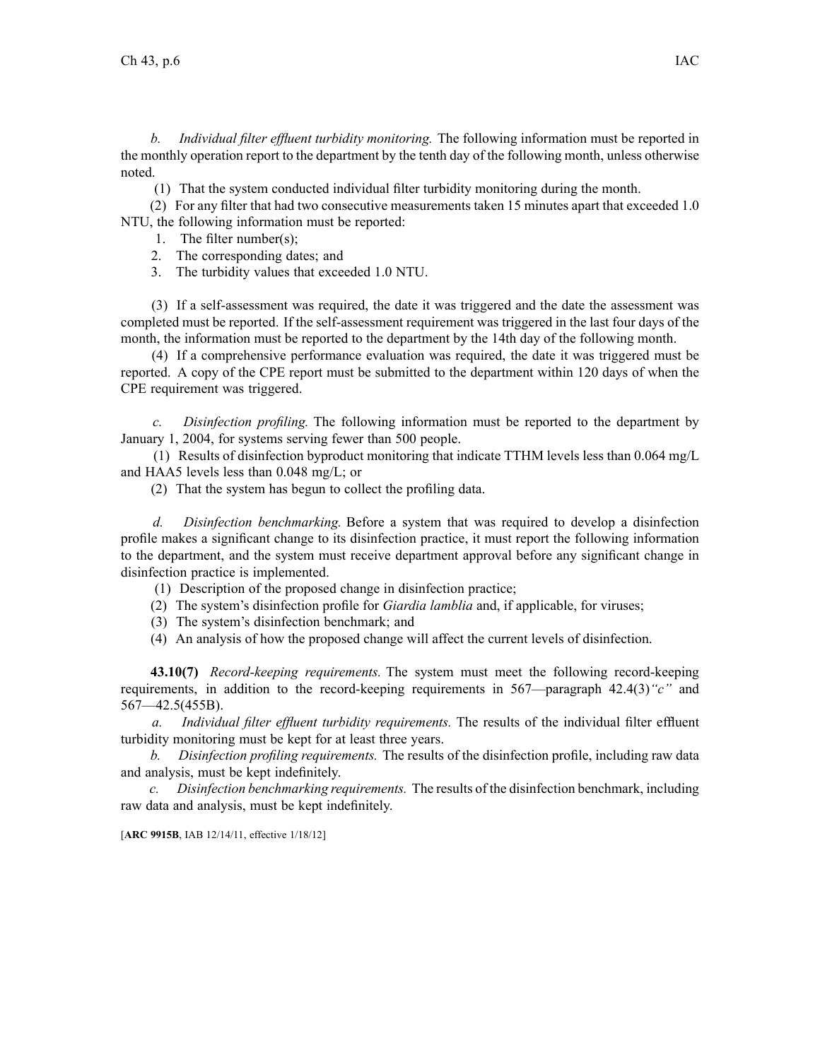*b. Individual filter effluent turbidity monitoring.* The following information must be reported in the monthly operation report to the department by the tenth day of the following month, unless otherwise noted.

(1) That the system conducted individual filter turbidity monitoring during the month.

(2) For any filter that had two consecutive measurements taken 15 minutes apart that exceeded 1.0 NTU, the following information must be reported:

1. The filter number(s);
2. The corresponding dates; and
3. The turbidity values that exceeded 1.0 NTU.

(3) If a self-assessment was required, the date it was triggered and the date the assessment was completed must be reported. If the self-assessment requirement was triggered in the last four days of the month, the information must be reported to the department by the 14th day of the following month.

(4) If a comprehensive performance evaluation was required, the date it was triggered must be reported. A copy of the CPE report must be submitted to the department within 120 days of when the CPE requirement was triggered.

*c. Disinfection profiling.* The following information must be reported to the department by January 1, 2004, for systems serving fewer than 500 people.

(1) Results of disinfection byproduct monitoring that indicate TTHM levels less than 0.064 mg/L and HAA5 levels less than 0.048 mg/L; or

(2) That the system has begun to collect the profiling data.

*d. Disinfection benchmarking.* Before a system that was required to develop a disinfection profile makes a significant change to its disinfection practice, it must report the following information to the department, and the system must receive department approval before any significant change in disinfection practice is implemented.

(1) Description of the proposed change in disinfection practice;

(2) The system's disinfection profile for *Giardia lamblia* and, if applicable, for viruses;

(3) The system's disinfection benchmark; and

(4) An analysis of how the proposed change will affect the current levels of disinfection.

**43.10(7)** *Record-keeping requirements.* The system must meet the following record-keeping requirements, in addition to the record-keeping requirements in 567—paragraph 42.4(3)*"c"* and 567—42.5(455B).

*a. Individual filter effluent turbidity requirements.* The results of the individual filter effluent turbidity monitoring must be kept for at least three years.

*b. Disinfection profiling requirements.* The results of the disinfection profile, including raw data and analysis, must be kept indefinitely.

*c. Disinfection benchmarking requirements.* The results of the disinfection benchmark, including raw data and analysis, must be kept indefinitely.

[**ARC 9915B**, IAB 12/14/11, effective 1/18/12]